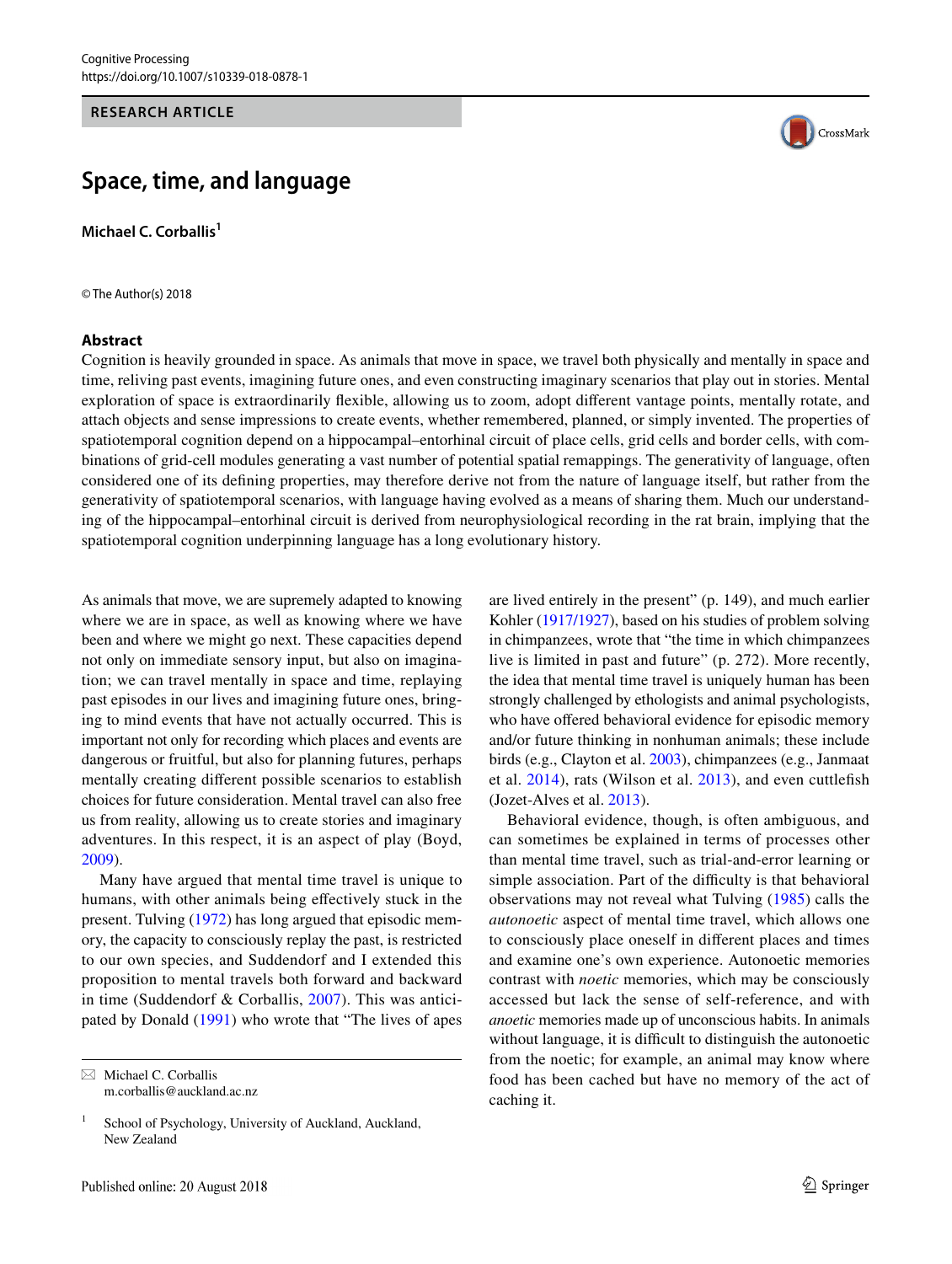RESEARCH ARTICLE

# Space, time, and language

**Michael C. Corballis**[1]

© The Author(s) 2018

## Abstract

Cognition is heavily grounded in space. As animals that move in space, we travel both physically and mentally in space and time, reliving past events, imagining future ones, and even constructing imaginary scenarios that play out in stories. Mental exploration of space is extraordinarily flexible, allowing us to zoom, adopt different vantage points, mentally rotate, and attach objects and sense impressions to create events, whether remembered, planned, or simply invented. The properties of spatiotemporal cognition depend on a hippocampal–entorhinal circuit of place cells, grid cells and border cells, with combinations of grid-cell modules generating a vast number of potential spatial remappings. The generativity of language, often considered one of its defining properties, may therefore derive not from the nature of language itself, but rather from the generativity of spatiotemporal scenarios, with language having evolved as a means of sharing them. Much our understanding of the hippocampal–entorhinal circuit is derived from neurophysiological recording in the rat brain, implying that the spatiotemporal cognition underpinning language has a long evolutionary history.

As animals that move, we are supremely adapted to knowing where we are in space, as well as knowing where we have been and where we might go next. These capacities depend not only on immediate sensory input, but also on imagination; we can travel mentally in space and time, replaying past episodes in our lives and imagining future ones, bringing to mind events that have not actually occurred. This is important not only for recording which places and events are dangerous or fruitful, but also for planning futures, perhaps mentally creating different possible scenarios to establish choices for future consideration. Mental travel can also free us from reality, allowing us to create stories and imaginary adventures. In this respect, it is an aspect of play (Boyd, 2009).

Many have argued that mental time travel is unique to humans, with other animals being effectively stuck in the present. Tulving (1972) has long argued that episodic memory, the capacity to consciously replay the past, is restricted to our own species, and Suddendorf and I extended this proposition to mental travels both forward and backward in time (Suddendorf & Corballis, 2007). This was anticipated by Donald (1991) who wrote that "The lives of apes are lived entirely in the present" (p. 149), and much earlier Kohler (1917/1927), based on his studies of problem solving in chimpanzees, wrote that "the time in which chimpanzees live is limited in past and future" (p. 272). More recently, the idea that mental time travel is uniquely human has been strongly challenged by ethologists and animal psychologists, who have offered behavioral evidence for episodic memory and/or future thinking in nonhuman animals; these include birds (e.g., Clayton et al. 2003), chimpanzees (e.g., Janmaat et al. 2014), rats (Wilson et al. 2013), and even cuttlefish (Jozet-Alves et al. 2013).

Behavioral evidence, though, is often ambiguous, and can sometimes be explained in terms of processes other than mental time travel, such as trial-and-error learning or simple association. Part of the difficulty is that behavioral observations may not reveal what Tulving (1985) calls the *autonoetic* aspect of mental time travel, which allows one to consciously place oneself in different places and times and examine one's own experience. Autonoetic memories contrast with *noetic* memories, which may be consciously accessed but lack the sense of self-reference, and with *anoetic* memories made up of unconscious habits. In animals without language, it is difficult to distinguish the autonoetic from the noetic; for example, an animal may know where food has been cached but have no memory of the act of caching it.

---

✉ Michael C. Corballis
m.corballis@auckland.ac.nz

[1] School of Psychology, University of Auckland, Auckland, New Zealand

Published online: 20 August 2018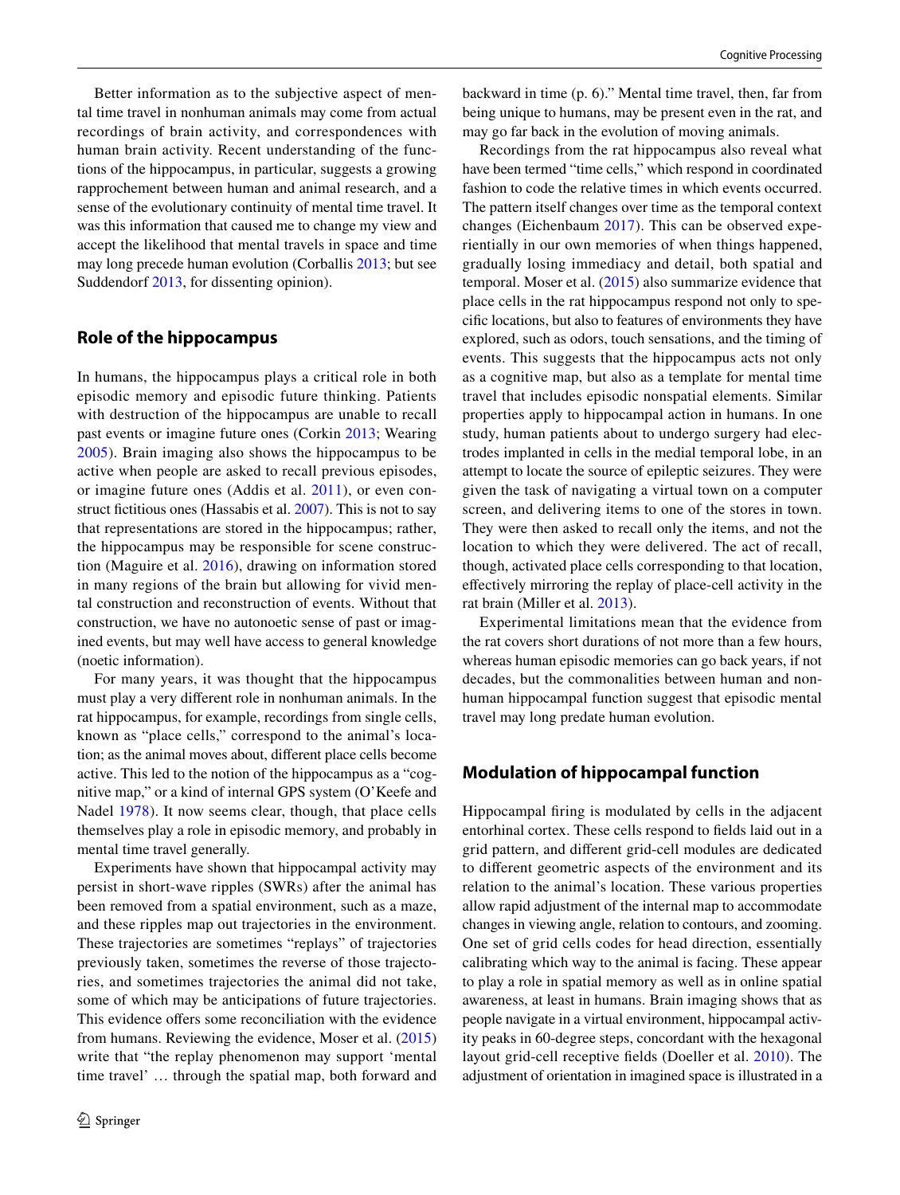Better information as to the subjective aspect of mental time travel in nonhuman animals may come from actual recordings of brain activity, and correspondences with human brain activity. Recent understanding of the functions of the hippocampus, in particular, suggests a growing rapprochement between human and animal research, and a sense of the evolutionary continuity of mental time travel. It was this information that caused me to change my view and accept the likelihood that mental travels in space and time may long precede human evolution (Corballis 2013; but see Suddendorf 2013, for dissenting opinion).

## Role of the hippocampus

In humans, the hippocampus plays a critical role in both episodic memory and episodic future thinking. Patients with destruction of the hippocampus are unable to recall past events or imagine future ones (Corkin 2013; Wearing 2005). Brain imaging also shows the hippocampus to be active when people are asked to recall previous episodes, or imagine future ones (Addis et al. 2011), or even construct fictitious ones (Hassabis et al. 2007). This is not to say that representations are stored in the hippocampus; rather, the hippocampus may be responsible for scene construction (Maguire et al. 2016), drawing on information stored in many regions of the brain but allowing for vivid mental construction and reconstruction of events. Without that construction, we have no autonoetic sense of past or imagined events, but may well have access to general knowledge (noetic information).

For many years, it was thought that the hippocampus must play a very different role in nonhuman animals. In the rat hippocampus, for example, recordings from single cells, known as "place cells," correspond to the animal's location; as the animal moves about, different place cells become active. This led to the notion of the hippocampus as a "cognitive map," or a kind of internal GPS system (O'Keefe and Nadel 1978). It now seems clear, though, that place cells themselves play a role in episodic memory, and probably in mental time travel generally.

Experiments have shown that hippocampal activity may persist in short-wave ripples (SWRs) after the animal has been removed from a spatial environment, such as a maze, and these ripples map out trajectories in the environment. These trajectories are sometimes "replays" of trajectories previously taken, sometimes the reverse of those trajectories, and sometimes trajectories the animal did not take, some of which may be anticipations of future trajectories. This evidence offers some reconciliation with the evidence from humans. Reviewing the evidence, Moser et al. (2015) write that "the replay phenomenon may support 'mental time travel' … through the spatial map, both forward and backward in time (p. 6)." Mental time travel, then, far from being unique to humans, may be present even in the rat, and may go far back in the evolution of moving animals.

Recordings from the rat hippocampus also reveal what have been termed "time cells," which respond in coordinated fashion to code the relative times in which events occurred. The pattern itself changes over time as the temporal context changes (Eichenbaum 2017). This can be observed experientially in our own memories of when things happened, gradually losing immediacy and detail, both spatial and temporal. Moser et al. (2015) also summarize evidence that place cells in the rat hippocampus respond not only to specific locations, but also to features of environments they have explored, such as odors, touch sensations, and the timing of events. This suggests that the hippocampus acts not only as a cognitive map, but also as a template for mental time travel that includes episodic nonspatial elements. Similar properties apply to hippocampal action in humans. In one study, human patients about to undergo surgery had electrodes implanted in cells in the medial temporal lobe, in an attempt to locate the source of epileptic seizures. They were given the task of navigating a virtual town on a computer screen, and delivering items to one of the stores in town. They were then asked to recall only the items, and not the location to which they were delivered. The act of recall, though, activated place cells corresponding to that location, effectively mirroring the replay of place-cell activity in the rat brain (Miller et al. 2013).

Experimental limitations mean that the evidence from the rat covers short durations of not more than a few hours, whereas human episodic memories can go back years, if not decades, but the commonalities between human and nonhuman hippocampal function suggest that episodic mental travel may long predate human evolution.

## Modulation of hippocampal function

Hippocampal firing is modulated by cells in the adjacent entorhinal cortex. These cells respond to fields laid out in a grid pattern, and different grid-cell modules are dedicated to different geometric aspects of the environment and its relation to the animal's location. These various properties allow rapid adjustment of the internal map to accommodate changes in viewing angle, relation to contours, and zooming. One set of grid cells codes for head direction, essentially calibrating which way to the animal is facing. These appear to play a role in spatial memory as well as in online spatial awareness, at least in humans. Brain imaging shows that as people navigate in a virtual environment, hippocampal activity peaks in 60-degree steps, concordant with the hexagonal layout grid-cell receptive fields (Doeller et al. 2010). The adjustment of orientation in imagined space is illustrated in a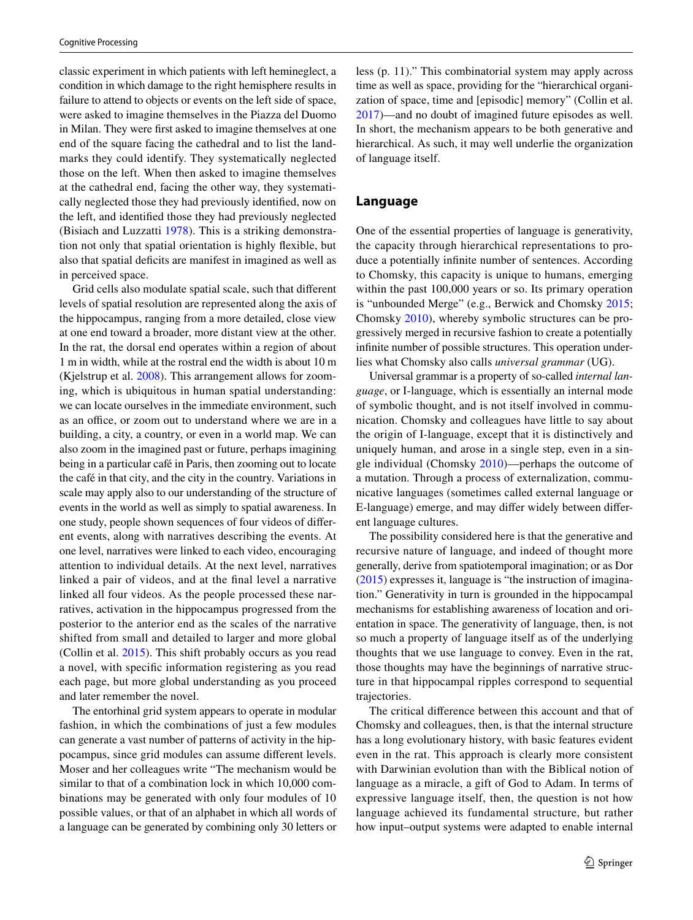classic experiment in which patients with left hemineglect, a condition in which damage to the right hemisphere results in failure to attend to objects or events on the left side of space, were asked to imagine themselves in the Piazza del Duomo in Milan. They were first asked to imagine themselves at one end of the square facing the cathedral and to list the landmarks they could identify. They systematically neglected those on the left. When then asked to imagine themselves at the cathedral end, facing the other way, they systematically neglected those they had previously identified, now on the left, and identified those they had previously neglected (Bisiach and Luzzatti 1978). This is a striking demonstration not only that spatial orientation is highly flexible, but also that spatial deficits are manifest in imagined as well as in perceived space.

Grid cells also modulate spatial scale, such that different levels of spatial resolution are represented along the axis of the hippocampus, ranging from a more detailed, close view at one end toward a broader, more distant view at the other. In the rat, the dorsal end operates within a region of about 1 m in width, while at the rostral end the width is about 10 m (Kjelstrup et al. 2008). This arrangement allows for zooming, which is ubiquitous in human spatial understanding: we can locate ourselves in the immediate environment, such as an office, or zoom out to understand where we are in a building, a city, a country, or even in a world map. We can also zoom in the imagined past or future, perhaps imagining being in a particular café in Paris, then zooming out to locate the café in that city, and the city in the country. Variations in scale may apply also to our understanding of the structure of events in the world as well as simply to spatial awareness. In one study, people shown sequences of four videos of different events, along with narratives describing the events. At one level, narratives were linked to each video, encouraging attention to individual details. At the next level, narratives linked a pair of videos, and at the final level a narrative linked all four videos. As the people processed these narratives, activation in the hippocampus progressed from the posterior to the anterior end as the scales of the narrative shifted from small and detailed to larger and more global (Collin et al. 2015). This shift probably occurs as you read a novel, with specific information registering as you read each page, but more global understanding as you proceed and later remember the novel.

The entorhinal grid system appears to operate in modular fashion, in which the combinations of just a few modules can generate a vast number of patterns of activity in the hippocampus, since grid modules can assume different levels. Moser and her colleagues write "The mechanism would be similar to that of a combination lock in which 10,000 combinations may be generated with only four modules of 10 possible values, or that of an alphabet in which all words of a language can be generated by combining only 30 letters or less (p. 11)." This combinatorial system may apply across time as well as space, providing for the "hierarchical organization of space, time and [episodic] memory" (Collin et al. 2017)—and no doubt of imagined future episodes as well. In short, the mechanism appears to be both generative and hierarchical. As such, it may well underlie the organization of language itself.

## Language

One of the essential properties of language is generativity, the capacity through hierarchical representations to produce a potentially infinite number of sentences. According to Chomsky, this capacity is unique to humans, emerging within the past 100,000 years or so. Its primary operation is "unbounded Merge" (e.g., Berwick and Chomsky 2015; Chomsky 2010), whereby symbolic structures can be progressively merged in recursive fashion to create a potentially infinite number of possible structures. This operation underlies what Chomsky also calls *universal grammar* (UG).

Universal grammar is a property of so-called *internal language*, or I-language, which is essentially an internal mode of symbolic thought, and is not itself involved in communication. Chomsky and colleagues have little to say about the origin of I-language, except that it is distinctively and uniquely human, and arose in a single step, even in a single individual (Chomsky 2010)—perhaps the outcome of a mutation. Through a process of externalization, communicative languages (sometimes called external language or E-language) emerge, and may differ widely between different language cultures.

The possibility considered here is that the generative and recursive nature of language, and indeed of thought more generally, derive from spatiotemporal imagination; or as Dor (2015) expresses it, language is "the instruction of imagination." Generativity in turn is grounded in the hippocampal mechanisms for establishing awareness of location and orientation in space. The generativity of language, then, is not so much a property of language itself as of the underlying thoughts that we use language to convey. Even in the rat, those thoughts may have the beginnings of narrative structure in that hippocampal ripples correspond to sequential trajectories.

The critical difference between this account and that of Chomsky and colleagues, then, is that the internal structure has a long evolutionary history, with basic features evident even in the rat. This approach is clearly more consistent with Darwinian evolution than with the Biblical notion of language as a miracle, a gift of God to Adam. In terms of expressive language itself, then, the question is not how language achieved its fundamental structure, but rather how input–output systems were adapted to enable internal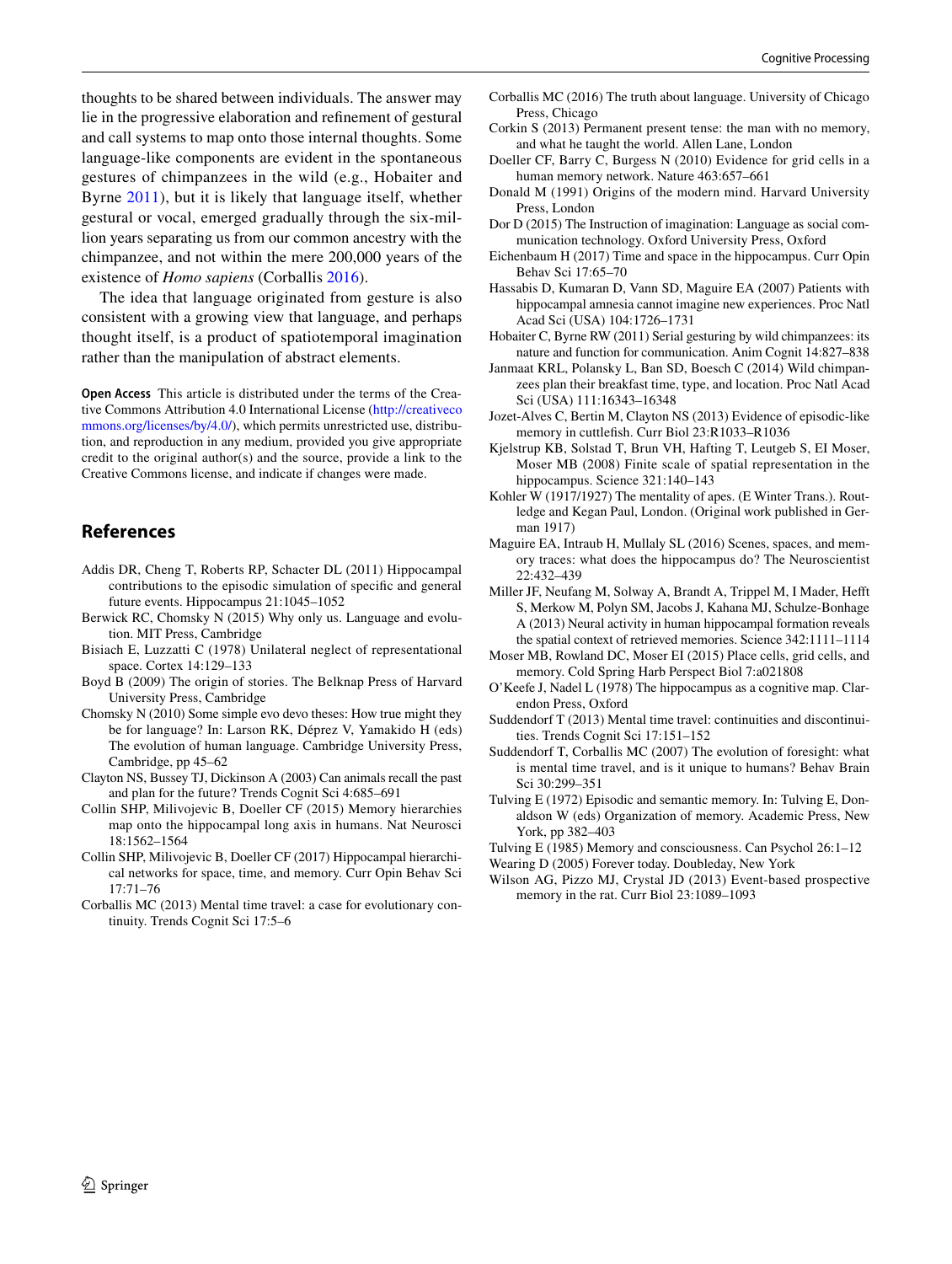thoughts to be shared between individuals. The answer may lie in the progressive elaboration and refinement of gestural and call systems to map onto those internal thoughts. Some language-like components are evident in the spontaneous gestures of chimpanzees in the wild (e.g., Hobaiter and Byrne 2011), but it is likely that language itself, whether gestural or vocal, emerged gradually through the six-million years separating us from our common ancestry with the chimpanzee, and not within the mere 200,000 years of the existence of *Homo sapiens* (Corballis 2016).

The idea that language originated from gesture is also consistent with a growing view that language, and perhaps thought itself, is a product of spatiotemporal imagination rather than the manipulation of abstract elements.

**Open Access** This article is distributed under the terms of the Creative Commons Attribution 4.0 International License (http://creativecommons.org/licenses/by/4.0/), which permits unrestricted use, distribution, and reproduction in any medium, provided you give appropriate credit to the original author(s) and the source, provide a link to the Creative Commons license, and indicate if changes were made.

## References

Addis DR, Cheng T, Roberts RP, Schacter DL (2011) Hippocampal contributions to the episodic simulation of specific and general future events. Hippocampus 21:1045–1052

Berwick RC, Chomsky N (2015) Why only us. Language and evolution. MIT Press, Cambridge

Bisiach E, Luzzatti C (1978) Unilateral neglect of representational space. Cortex 14:129–133

Boyd B (2009) The origin of stories. The Belknap Press of Harvard University Press, Cambridge

Chomsky N (2010) Some simple evo devo theses: How true might they be for language? In: Larson RK, Déprez V, Yamakido H (eds) The evolution of human language. Cambridge University Press, Cambridge, pp 45–62

Clayton NS, Bussey TJ, Dickinson A (2003) Can animals recall the past and plan for the future? Trends Cognit Sci 4:685–691

Collin SHP, Milivojevic B, Doeller CF (2015) Memory hierarchies map onto the hippocampal long axis in humans. Nat Neurosci 18:1562–1564

Collin SHP, Milivojevic B, Doeller CF (2017) Hippocampal hierarchical networks for space, time, and memory. Curr Opin Behav Sci 17:71–76

Corballis MC (2013) Mental time travel: a case for evolutionary continuity. Trends Cognit Sci 17:5–6

Corballis MC (2016) The truth about language. University of Chicago Press, Chicago

Corkin S (2013) Permanent present tense: the man with no memory, and what he taught the world. Allen Lane, London

Doeller CF, Barry C, Burgess N (2010) Evidence for grid cells in a human memory network. Nature 463:657–661

Donald M (1991) Origins of the modern mind. Harvard University Press, London

Dor D (2015) The Instruction of imagination: Language as social communication technology. Oxford University Press, Oxford

Eichenbaum H (2017) Time and space in the hippocampus. Curr Opin Behav Sci 17:65–70

Hassabis D, Kumaran D, Vann SD, Maguire EA (2007) Patients with hippocampal amnesia cannot imagine new experiences. Proc Natl Acad Sci (USA) 104:1726–1731

Hobaiter C, Byrne RW (2011) Serial gesturing by wild chimpanzees: its nature and function for communication. Anim Cognit 14:827–838

Janmaat KRL, Polansky L, Ban SD, Boesch C (2014) Wild chimpanzees plan their breakfast time, type, and location. Proc Natl Acad Sci (USA) 111:16343–16348

Jozet-Alves C, Bertin M, Clayton NS (2013) Evidence of episodic-like memory in cuttlefish. Curr Biol 23:R1033–R1036

Kjelstrup KB, Solstad T, Brun VH, Hafting T, Leutgeb S, EI Moser, Moser MB (2008) Finite scale of spatial representation in the hippocampus. Science 321:140–143

Kohler W (1917/1927) The mentality of apes. (E Winter Trans.). Routledge and Kegan Paul, London. (Original work published in German 1917)

Maguire EA, Intraub H, Mullaly SL (2016) Scenes, spaces, and memory traces: what does the hippocampus do? The Neuroscientist 22:432–439

Miller JF, Neufang M, Solway A, Brandt A, Trippel M, I Mader, Hefft S, Merkow M, Polyn SM, Jacobs J, Kahana MJ, Schulze-Bonhage A (2013) Neural activity in human hippocampal formation reveals the spatial context of retrieved memories. Science 342:1111–1114

Moser MB, Rowland DC, Moser EI (2015) Place cells, grid cells, and memory. Cold Spring Harb Perspect Biol 7:a021808

O'Keefe J, Nadel L (1978) The hippocampus as a cognitive map. Clarendon Press, Oxford

Suddendorf T (2013) Mental time travel: continuities and discontinuities. Trends Cognit Sci 17:151–152

Suddendorf T, Corballis MC (2007) The evolution of foresight: what is mental time travel, and is it unique to humans? Behav Brain Sci 30:299–351

Tulving E (1972) Episodic and semantic memory. In: Tulving E, Donaldson W (eds) Organization of memory. Academic Press, New York, pp 382–403

Tulving E (1985) Memory and consciousness. Can Psychol 26:1–12

Wearing D (2005) Forever today. Doubleday, New York

Wilson AG, Pizzo MJ, Crystal JD (2013) Event-based prospective memory in the rat. Curr Biol 23:1089–1093